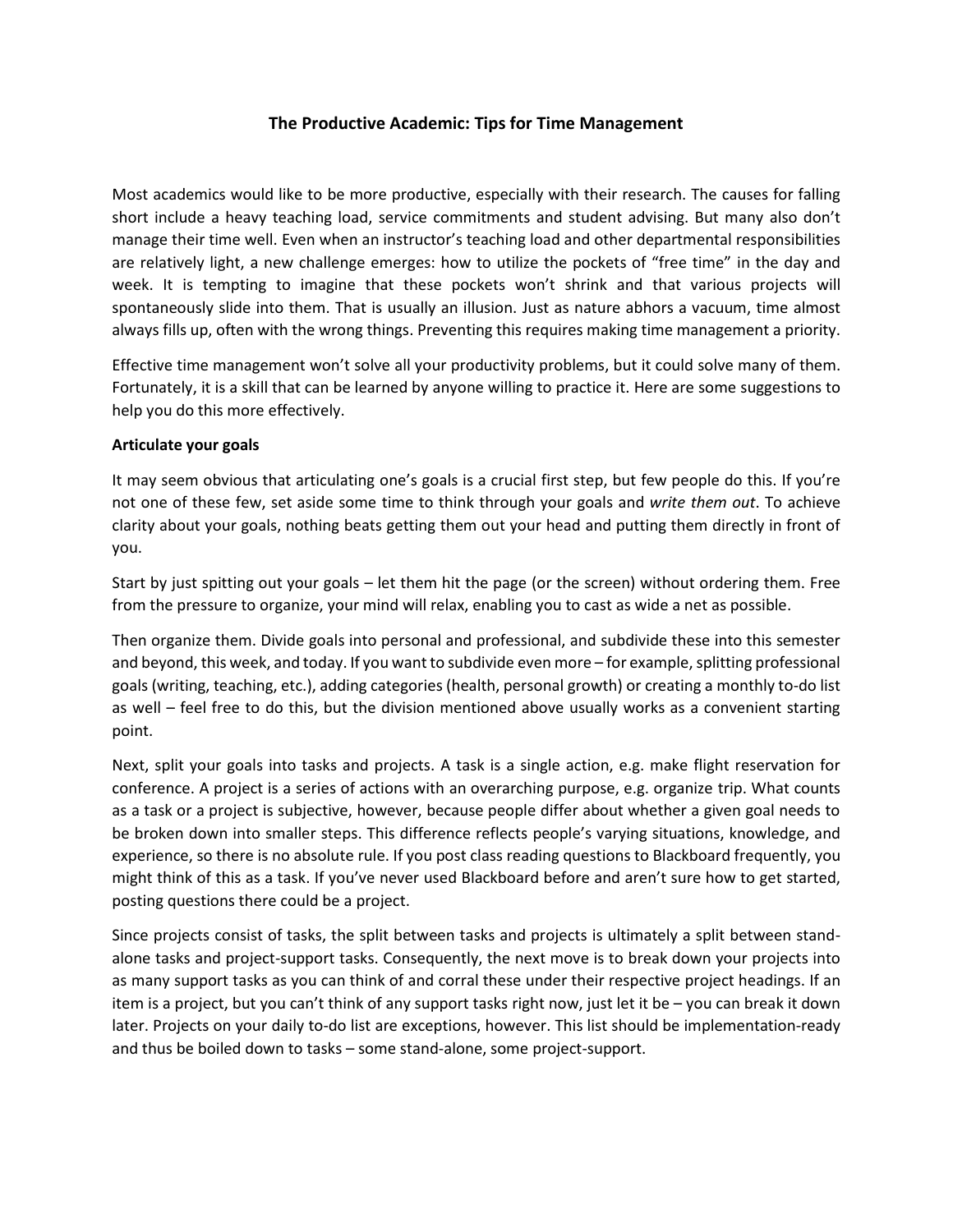# The Productive Academic: Tips for Time Management

Most academics would like to be more productive, especially with their research. The causes for falling short include a heavy teaching load, service commitments and student advising. But many also don't manage their time well. Even when an instructor's teaching load and other departmental responsibilities are relatively light, a new challenge emerges: how to utilize the pockets of "free time" in the day and week. It is tempting to imagine that these pockets won't shrink and that various projects will spontaneously slide into them. That is usually an illusion. Just as nature abhors a vacuum, time almost always fills up, often with the wrong things. Preventing this requires making time management a priority.

Effective time management won't solve all your productivity problems, but it could solve many of them. Fortunately, it is a skill that can be learned by anyone willing to practice it. Here are some suggestions to help you do this more effectively.

**Articulate your goals**

It may seem obvious that articulating one's goals is a crucial first step, but few people do this. If you're not one of these few, set aside some time to think through your goals and *write them out*. To achieve clarity about your goals, nothing beats getting them out your head and putting them directly in front of you.

Start by just spitting out your goals – let them hit the page (or the screen) without ordering them. Free from the pressure to organize, your mind will relax, enabling you to cast as wide a net as possible.

Then organize them. Divide goals into personal and professional, and subdivide these into this semester and beyond, this week, and today. If you want to subdivide even more – for example, splitting professional goals (writing, teaching, etc.), adding categories (health, personal growth) or creating a monthly to-do list as well – feel free to do this, but the division mentioned above usually works as a convenient starting point.

Next, split your goals into tasks and projects. A task is a single action, e.g. make flight reservation for conference. A project is a series of actions with an overarching purpose, e.g. organize trip. What counts as a task or a project is subjective, however, because people differ about whether a given goal needs to be broken down into smaller steps. This difference reflects people's varying situations, knowledge, and experience, so there is no absolute rule. If you post class reading questions to Blackboard frequently, you might think of this as a task. If you've never used Blackboard before and aren't sure how to get started, posting questions there could be a project.

Since projects consist of tasks, the split between tasks and projects is ultimately a split between stand-alone tasks and project-support tasks. Consequently, the next move is to break down your projects into as many support tasks as you can think of and corral these under their respective project headings. If an item is a project, but you can't think of any support tasks right now, just let it be – you can break it down later. Projects on your daily to-do list are exceptions, however. This list should be implementation-ready and thus be boiled down to tasks – some stand-alone, some project-support.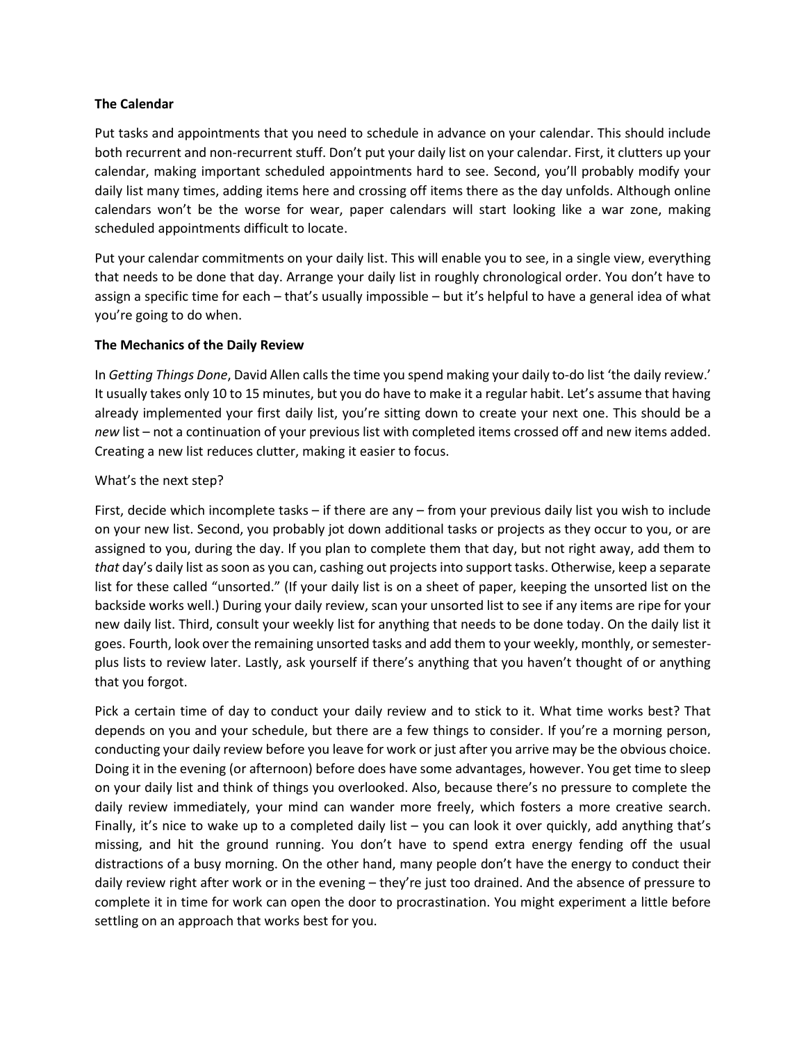**The Calendar**

Put tasks and appointments that you need to schedule in advance on your calendar. This should include both recurrent and non-recurrent stuff. Don't put your daily list on your calendar. First, it clutters up your calendar, making important scheduled appointments hard to see. Second, you'll probably modify your daily list many times, adding items here and crossing off items there as the day unfolds. Although online calendars won't be the worse for wear, paper calendars will start looking like a war zone, making scheduled appointments difficult to locate.

Put your calendar commitments on your daily list. This will enable you to see, in a single view, everything that needs to be done that day. Arrange your daily list in roughly chronological order. You don't have to assign a specific time for each – that's usually impossible – but it's helpful to have a general idea of what you're going to do when.

**The Mechanics of the Daily Review**

In *Getting Things Done*, David Allen calls the time you spend making your daily to-do list 'the daily review.' It usually takes only 10 to 15 minutes, but you do have to make it a regular habit. Let's assume that having already implemented your first daily list, you're sitting down to create your next one. This should be a *new* list – not a continuation of your previous list with completed items crossed off and new items added. Creating a new list reduces clutter, making it easier to focus.

What's the next step?

First, decide which incomplete tasks – if there are any – from your previous daily list you wish to include on your new list. Second, you probably jot down additional tasks or projects as they occur to you, or are assigned to you, during the day. If you plan to complete them that day, but not right away, add them to *that* day's daily list as soon as you can, cashing out projects into support tasks. Otherwise, keep a separate list for these called "unsorted." (If your daily list is on a sheet of paper, keeping the unsorted list on the backside works well.) During your daily review, scan your unsorted list to see if any items are ripe for your new daily list. Third, consult your weekly list for anything that needs to be done today. On the daily list it goes. Fourth, look over the remaining unsorted tasks and add them to your weekly, monthly, or semester-plus lists to review later. Lastly, ask yourself if there's anything that you haven't thought of or anything that you forgot.

Pick a certain time of day to conduct your daily review and to stick to it. What time works best? That depends on you and your schedule, but there are a few things to consider. If you're a morning person, conducting your daily review before you leave for work or just after you arrive may be the obvious choice. Doing it in the evening (or afternoon) before does have some advantages, however. You get time to sleep on your daily list and think of things you overlooked. Also, because there's no pressure to complete the daily review immediately, your mind can wander more freely, which fosters a more creative search. Finally, it's nice to wake up to a completed daily list – you can look it over quickly, add anything that's missing, and hit the ground running. You don't have to spend extra energy fending off the usual distractions of a busy morning. On the other hand, many people don't have the energy to conduct their daily review right after work or in the evening – they're just too drained. And the absence of pressure to complete it in time for work can open the door to procrastination. You might experiment a little before settling on an approach that works best for you.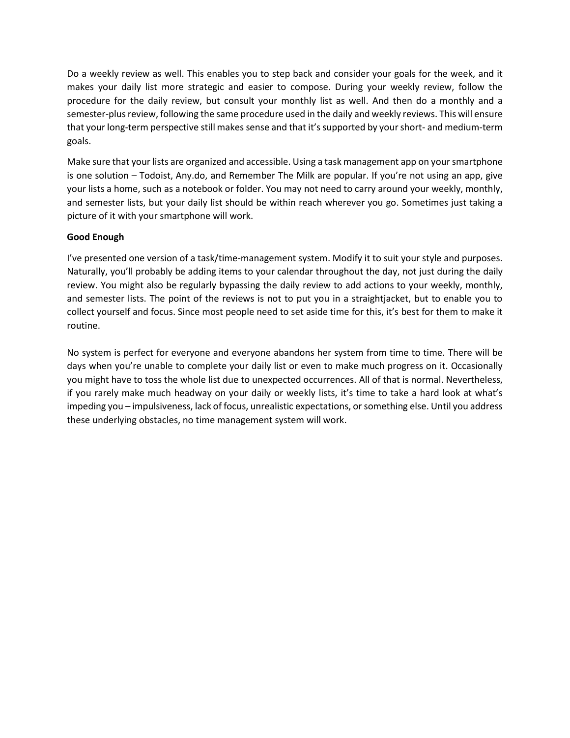Do a weekly review as well. This enables you to step back and consider your goals for the week, and it makes your daily list more strategic and easier to compose. During your weekly review, follow the procedure for the daily review, but consult your monthly list as well. And then do a monthly and a semester-plus review, following the same procedure used in the daily and weekly reviews. This will ensure that your long-term perspective still makes sense and that it's supported by your short- and medium-term goals.

Make sure that your lists are organized and accessible. Using a task management app on your smartphone is one solution – Todoist, Any.do, and Remember The Milk are popular. If you're not using an app, give your lists a home, such as a notebook or folder. You may not need to carry around your weekly, monthly, and semester lists, but your daily list should be within reach wherever you go. Sometimes just taking a picture of it with your smartphone will work.

**Good Enough**

I've presented one version of a task/time-management system. Modify it to suit your style and purposes. Naturally, you'll probably be adding items to your calendar throughout the day, not just during the daily review. You might also be regularly bypassing the daily review to add actions to your weekly, monthly, and semester lists. The point of the reviews is not to put you in a straightjacket, but to enable you to collect yourself and focus. Since most people need to set aside time for this, it's best for them to make it routine.

No system is perfect for everyone and everyone abandons her system from time to time. There will be days when you're unable to complete your daily list or even to make much progress on it. Occasionally you might have to toss the whole list due to unexpected occurrences. All of that is normal. Nevertheless, if you rarely make much headway on your daily or weekly lists, it's time to take a hard look at what's impeding you – impulsiveness, lack of focus, unrealistic expectations, or something else. Until you address these underlying obstacles, no time management system will work.